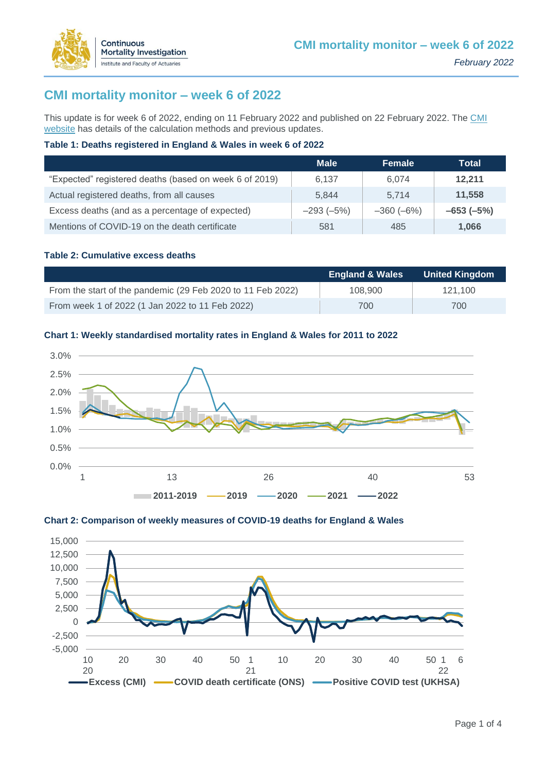# CMI mortality monitor – week 6 of 2022

This update is for week 6 of 2022, ending on 11 February 2022 and published on 22 February 2022. The CMI website has details of the calculation methods and previous updates.

**Table 1: Deaths registered in England & Wales in week 6 of 2022**

| | Male | Female | Total |
|---|---|---|---|
| "Expected" registered deaths (based on week 6 of 2019) | 6,137 | 6,074 | **12,211** |
| Actual registered deaths, from all causes | 5,844 | 5,714 | **11,558** |
| Excess deaths (and as a percentage of expected) | –293 (–5%) | –360 (–6%) | **–653 (–5%)** |
| Mentions of COVID-19 on the death certificate | 581 | 485 | **1,066** |

**Table 2: Cumulative excess deaths**

| | England & Wales | United Kingdom |
|---|---|---|
| From the start of the pandemic (29 Feb 2020 to 11 Feb 2022) | 108,900 | 121,100 |
| From week 1 of 2022 (1 Jan 2022 to 11 Feb 2022) | 700 | 700 |

**Chart 1: Weekly standardised mortality rates in England & Wales for 2011 to 2022**

**Chart 2: Comparison of weekly measures of COVID-19 deaths for England & Wales**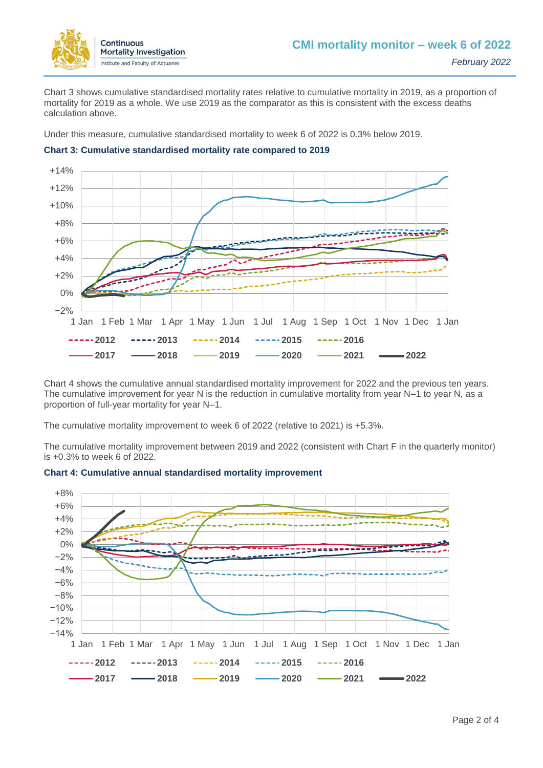Chart 3 shows cumulative standardised mortality rates relative to cumulative mortality in 2019, as a proportion of mortality for 2019 as a whole. We use 2019 as the comparator as this is consistent with the excess deaths calculation above.

Under this measure, cumulative standardised mortality to week 6 of 2022 is 0.3% below 2019.

**Chart 3: Cumulative standardised mortality rate compared to 2019**

Chart 4 shows the cumulative annual standardised mortality improvement for 2022 and the previous ten years. The cumulative improvement for year N is the reduction in cumulative mortality from year N–1 to year N, as a proportion of full-year mortality for year N–1.

The cumulative mortality improvement to week 6 of 2022 (relative to 2021) is +5.3%.

The cumulative mortality improvement between 2019 and 2022 (consistent with Chart F in the quarterly monitor) is +0.3% to week 6 of 2022.

**Chart 4: Cumulative annual standardised mortality improvement**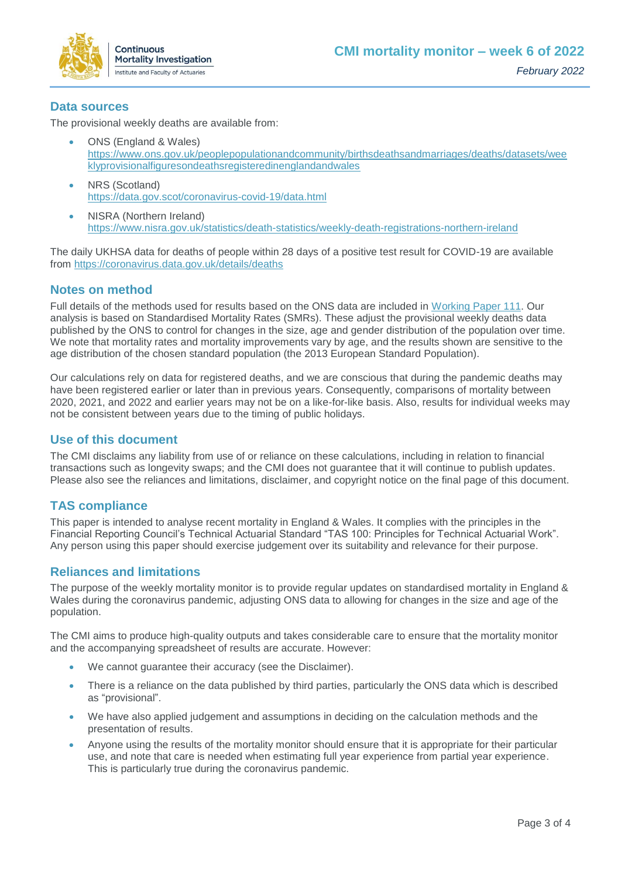## Data sources

The provisional weekly deaths are available from:

- ONS (England & Wales) https://www.ons.gov.uk/peoplepopulationandcommunity/birthsdeathsandmarriages/deaths/datasets/weeklyprovisionalfiguresondeathsregisteredinenglandandwales
- NRS (Scotland) https://data.gov.scot/coronavirus-covid-19/data.html
- NISRA (Northern Ireland) https://www.nisra.gov.uk/statistics/death-statistics/weekly-death-registrations-northern-ireland

The daily UKHSA data for deaths of people within 28 days of a positive test result for COVID-19 are available from https://coronavirus.data.gov.uk/details/deaths

## Notes on method

Full details of the methods used for results based on the ONS data are included in Working Paper 111. Our analysis is based on Standardised Mortality Rates (SMRs). These adjust the provisional weekly deaths data published by the ONS to control for changes in the size, age and gender distribution of the population over time. We note that mortality rates and mortality improvements vary by age, and the results shown are sensitive to the age distribution of the chosen standard population (the 2013 European Standard Population).

Our calculations rely on data for registered deaths, and we are conscious that during the pandemic deaths may have been registered earlier or later than in previous years. Consequently, comparisons of mortality between 2020, 2021, and 2022 and earlier years may not be on a like-for-like basis. Also, results for individual weeks may not be consistent between years due to the timing of public holidays.

## Use of this document

The CMI disclaims any liability from use of or reliance on these calculations, including in relation to financial transactions such as longevity swaps; and the CMI does not guarantee that it will continue to publish updates. Please also see the reliances and limitations, disclaimer, and copyright notice on the final page of this document.

## TAS compliance

This paper is intended to analyse recent mortality in England & Wales. It complies with the principles in the Financial Reporting Council's Technical Actuarial Standard "TAS 100: Principles for Technical Actuarial Work". Any person using this paper should exercise judgement over its suitability and relevance for their purpose.

## Reliances and limitations

The purpose of the weekly mortality monitor is to provide regular updates on standardised mortality in England & Wales during the coronavirus pandemic, adjusting ONS data to allowing for changes in the size and age of the population.

The CMI aims to produce high-quality outputs and takes considerable care to ensure that the mortality monitor and the accompanying spreadsheet of results are accurate. However:

- We cannot guarantee their accuracy (see the Disclaimer).
- There is a reliance on the data published by third parties, particularly the ONS data which is described as "provisional".
- We have also applied judgement and assumptions in deciding on the calculation methods and the presentation of results.
- Anyone using the results of the mortality monitor should ensure that it is appropriate for their particular use, and note that care is needed when estimating full year experience from partial year experience. This is particularly true during the coronavirus pandemic.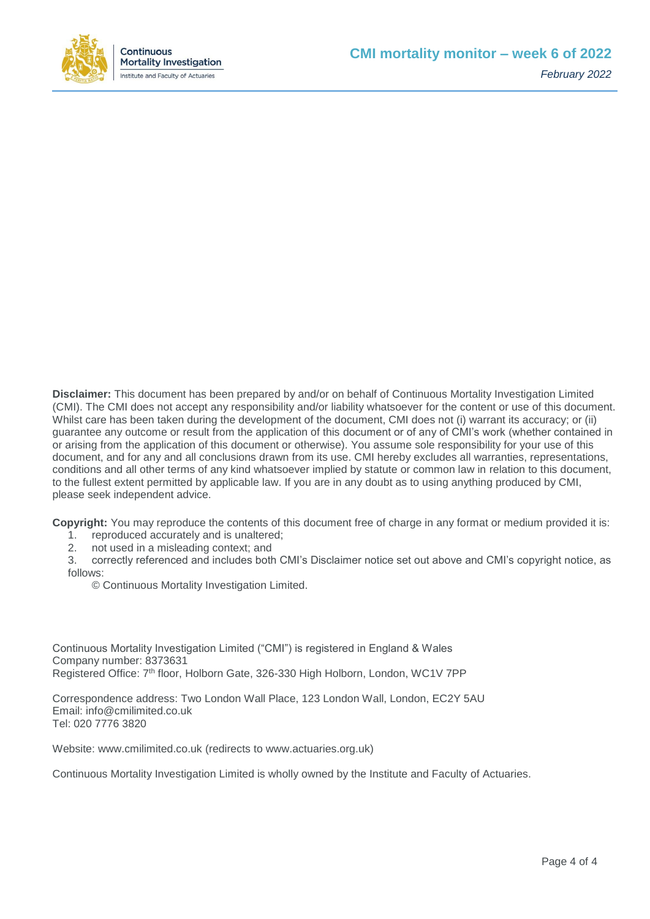**Disclaimer:** This document has been prepared by and/or on behalf of Continuous Mortality Investigation Limited (CMI). The CMI does not accept any responsibility and/or liability whatsoever for the content or use of this document. Whilst care has been taken during the development of the document, CMI does not (i) warrant its accuracy; or (ii) guarantee any outcome or result from the application of this document or of any of CMI's work (whether contained in or arising from the application of this document or otherwise). You assume sole responsibility for your use of this document, and for any and all conclusions drawn from its use. CMI hereby excludes all warranties, representations, conditions and all other terms of any kind whatsoever implied by statute or common law in relation to this document, to the fullest extent permitted by applicable law. If you are in any doubt as to using anything produced by CMI, please seek independent advice.

**Copyright:** You may reproduce the contents of this document free of charge in any format or medium provided it is:

1. reproduced accurately and is unaltered;
2. not used in a misleading context; and
3. correctly referenced and includes both CMI's Disclaimer notice set out above and CMI's copyright notice, as follows:

   © Continuous Mortality Investigation Limited.

Continuous Mortality Investigation Limited ("CMI") is registered in England & Wales
Company number: 8373631
Registered Office: 7th floor, Holborn Gate, 326-330 High Holborn, London, WC1V 7PP

Correspondence address: Two London Wall Place, 123 London Wall, London, EC2Y 5AU
Email: info@cmilimited.co.uk
Tel: 020 7776 3820

Website: www.cmilimited.co.uk (redirects to www.actuaries.org.uk)

Continuous Mortality Investigation Limited is wholly owned by the Institute and Faculty of Actuaries.